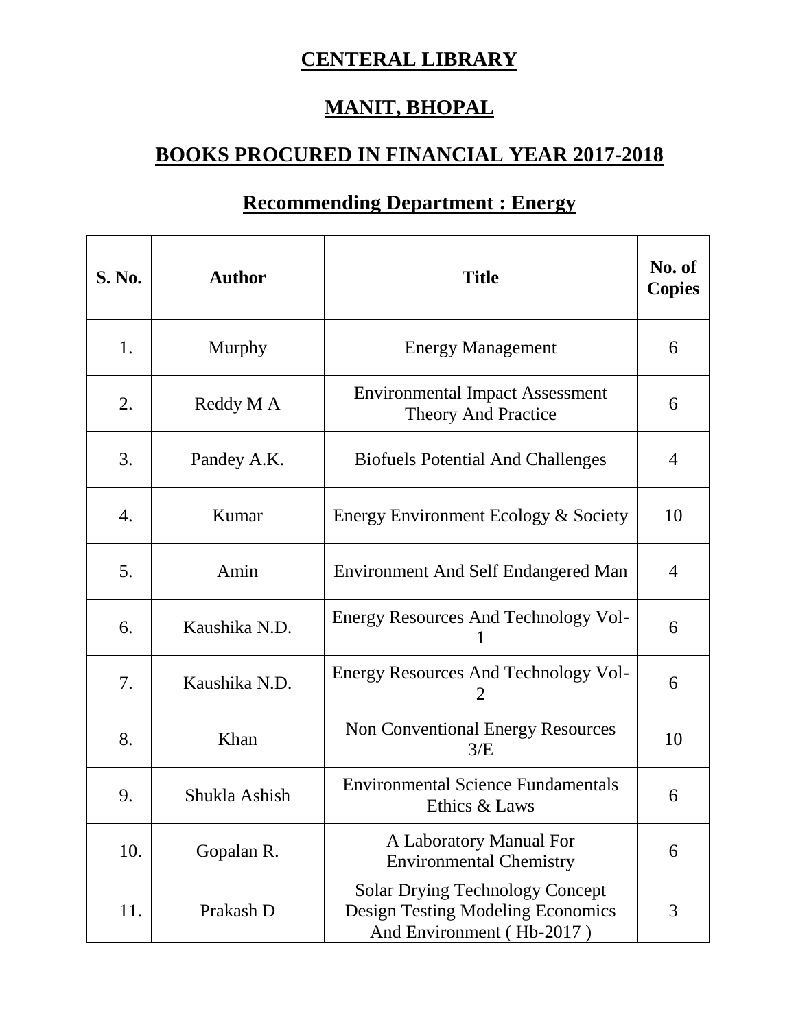# CENTERAL LIBRARY

# MANIT, BHOPAL

## BOOKS PROCURED IN FINANCIAL YEAR 2017-2018

### Recommending Department : Energy

| S. No. | Author | Title | No. of Copies |
|---|---|---|---|
| 1. | Murphy | Energy Management | 6 |
| 2. | Reddy M A | Environmental Impact Assessment Theory And Practice | 6 |
| 3. | Pandey A.K. | Biofuels Potential And Challenges | 4 |
| 4. | Kumar | Energy Environment Ecology & Society | 10 |
| 5. | Amin | Environment And Self Endangered Man | 4 |
| 6. | Kaushika N.D. | Energy Resources And Technology Vol-1 | 6 |
| 7. | Kaushika N.D. | Energy Resources And Technology Vol-2 | 6 |
| 8. | Khan | Non Conventional Energy Resources 3/E | 10 |
| 9. | Shukla Ashish | Environmental Science Fundamentals Ethics & Laws | 6 |
| 10. | Gopalan R. | A Laboratory Manual For Environmental Chemistry | 6 |
| 11. | Prakash D | Solar Drying Technology Concept Design Testing Modeling Economics And Environment ( Hb-2017 ) | 3 |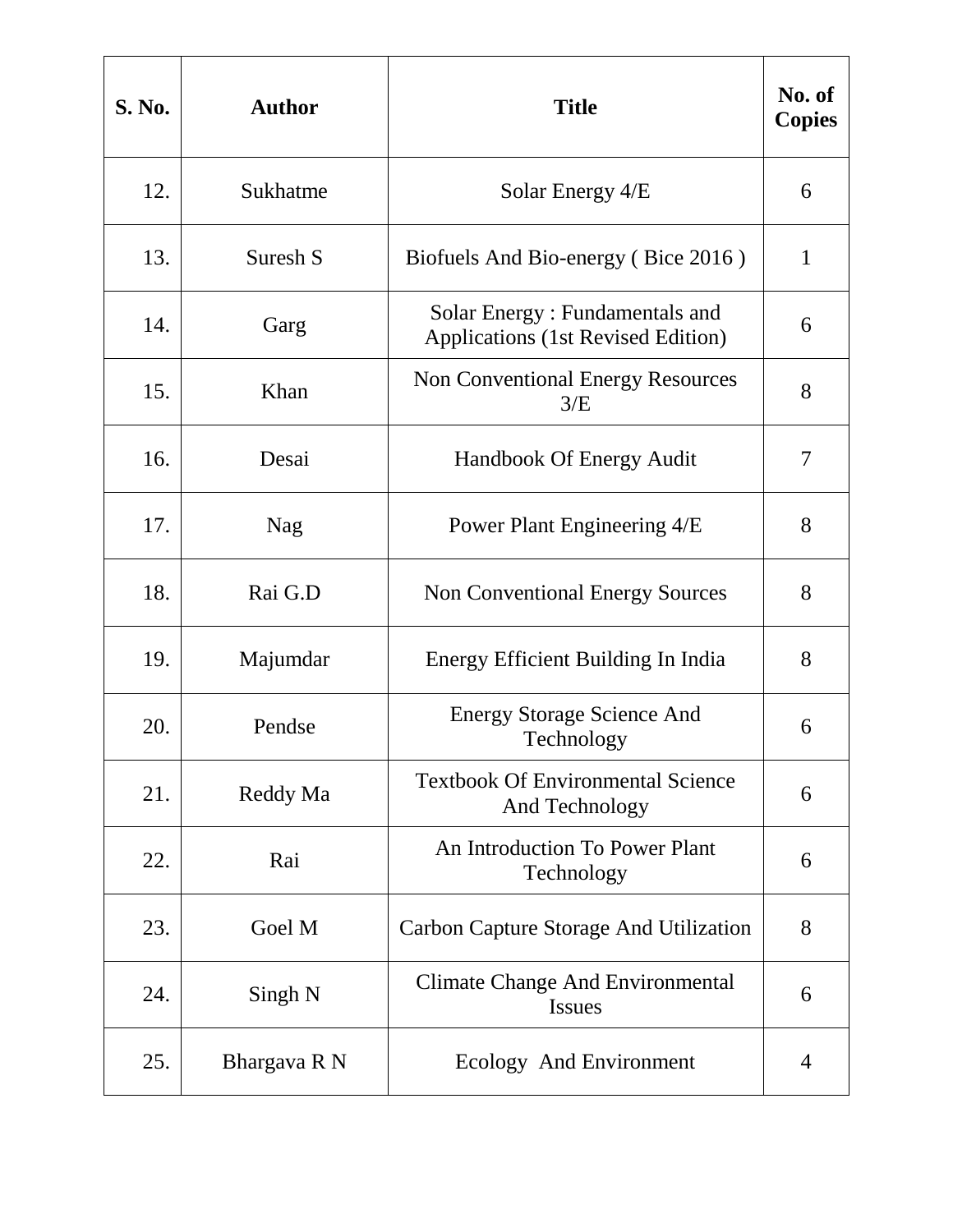| S. No. | Author | Title | No. of Copies |
|---|---|---|---|
| 12. | Sukhatme | Solar Energy 4/E | 6 |
| 13. | Suresh S | Biofuels And Bio-energy ( Bice 2016 ) | 1 |
| 14. | Garg | Solar Energy : Fundamentals and Applications (1st Revised Edition) | 6 |
| 15. | Khan | Non Conventional Energy Resources 3/E | 8 |
| 16. | Desai | Handbook Of Energy Audit | 7 |
| 17. | Nag | Power Plant Engineering 4/E | 8 |
| 18. | Rai G.D | Non Conventional Energy Sources | 8 |
| 19. | Majumdar | Energy Efficient Building In India | 8 |
| 20. | Pendse | Energy Storage Science And Technology | 6 |
| 21. | Reddy Ma | Textbook Of Environmental Science And Technology | 6 |
| 22. | Rai | An Introduction To Power Plant Technology | 6 |
| 23. | Goel M | Carbon Capture Storage And Utilization | 8 |
| 24. | Singh N | Climate Change And Environmental Issues | 6 |
| 25. | Bhargava R N | Ecology And Environment | 4 |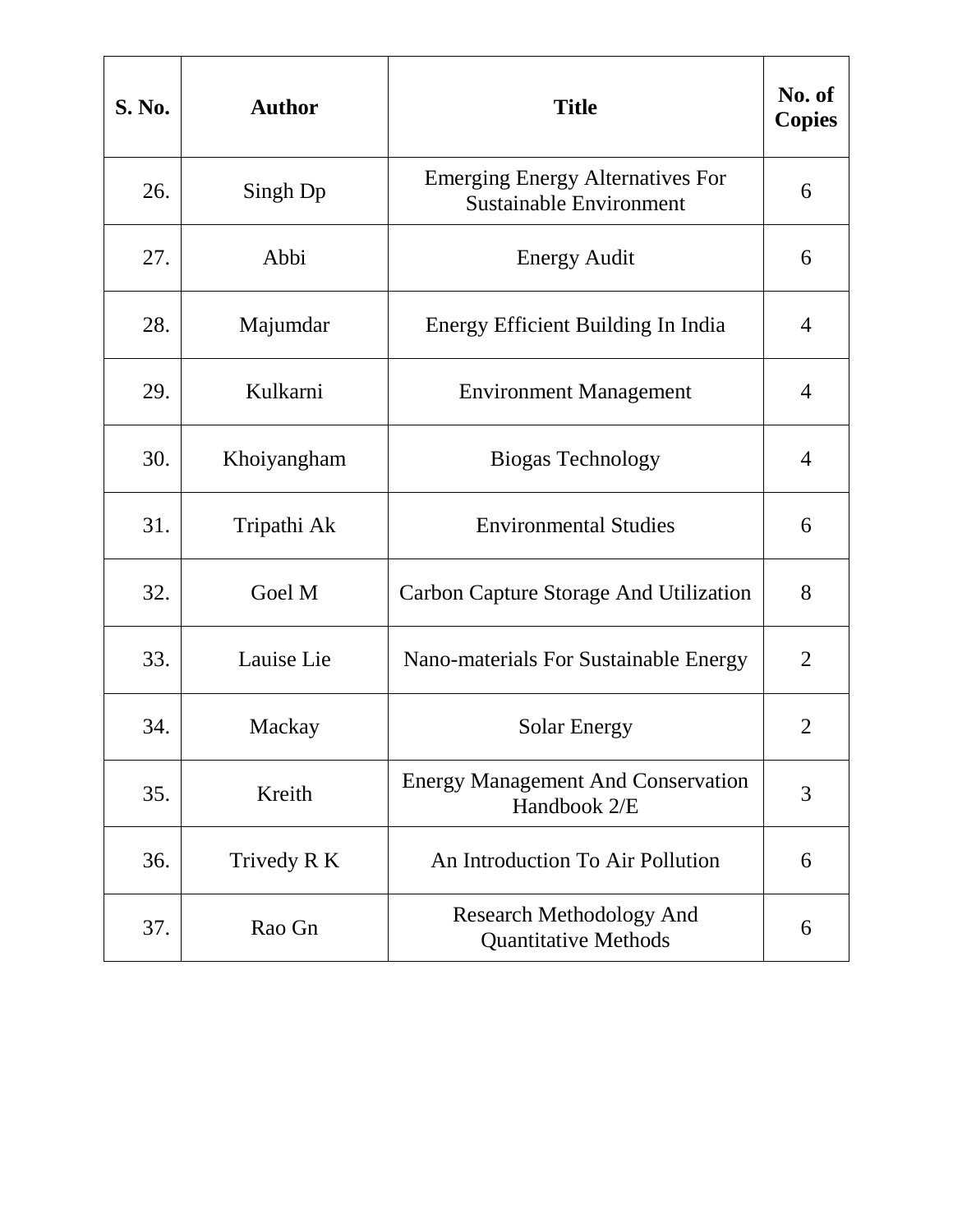| S. No. | Author | Title | No. of Copies |
|---|---|---|---|
| 26. | Singh Dp | Emerging Energy Alternatives For Sustainable Environment | 6 |
| 27. | Abbi | Energy Audit | 6 |
| 28. | Majumdar | Energy Efficient Building In India | 4 |
| 29. | Kulkarni | Environment Management | 4 |
| 30. | Khoiyangham | Biogas Technology | 4 |
| 31. | Tripathi Ak | Environmental Studies | 6 |
| 32. | Goel M | Carbon Capture Storage And Utilization | 8 |
| 33. | Lauise Lie | Nano-materials For Sustainable Energy | 2 |
| 34. | Mackay | Solar Energy | 2 |
| 35. | Kreith | Energy Management And Conservation Handbook 2/E | 3 |
| 36. | Trivedy R K | An Introduction To Air Pollution | 6 |
| 37. | Rao Gn | Research Methodology And Quantitative Methods | 6 |